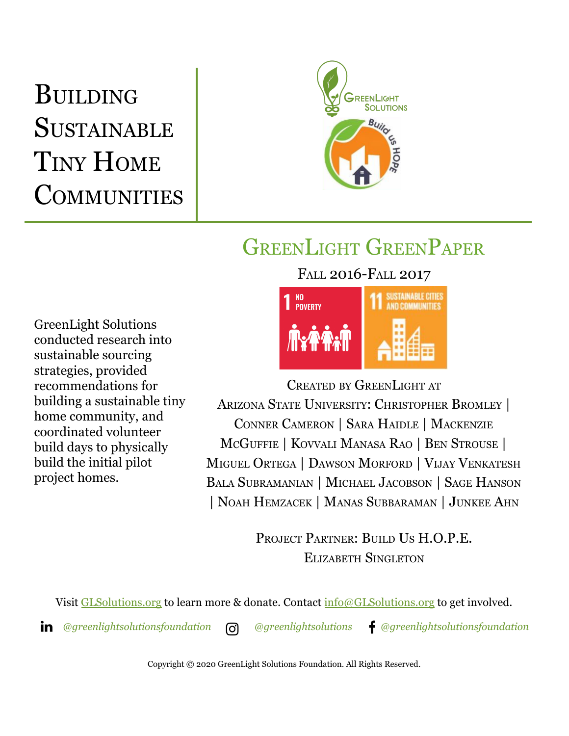# Building Sustainable Tiny Home Communities

## GreenLight GreenPaper

Fall 2016-Fall 2017

1 NO POVERTY

11 SUSTAINABLE CITIES AND COMMUNITIES

Created by GreenLight at Arizona State University: Christopher Bromley | Conner Cameron | Sara Haidle | Mackenzie McGuffie | Kovvali Manasa Rao | Ben Strouse | Miguel Ortega | Dawson Morford | Vijay Venkatesh Bala Subramanian | Michael Jacobson | Sage Hanson | Noah Hemzacek | Manas Subbaraman | Junkee Ahn

Project Partner: Build Us H.O.P.E.
Elizabeth Singleton

GreenLight Solutions conducted research into sustainable sourcing strategies, provided recommendations for building a sustainable tiny home community, and coordinated volunteer build days to physically build the initial pilot project homes.

Visit GLSolutions.org to learn more & donate. Contact info@GLSolutions.org to get involved.

*@greenlightsolutionsfoundation* *@greenlightsolutions* *@greenlightsolutionsfoundation*

Copyright © 2020 GreenLight Solutions Foundation. All Rights Reserved.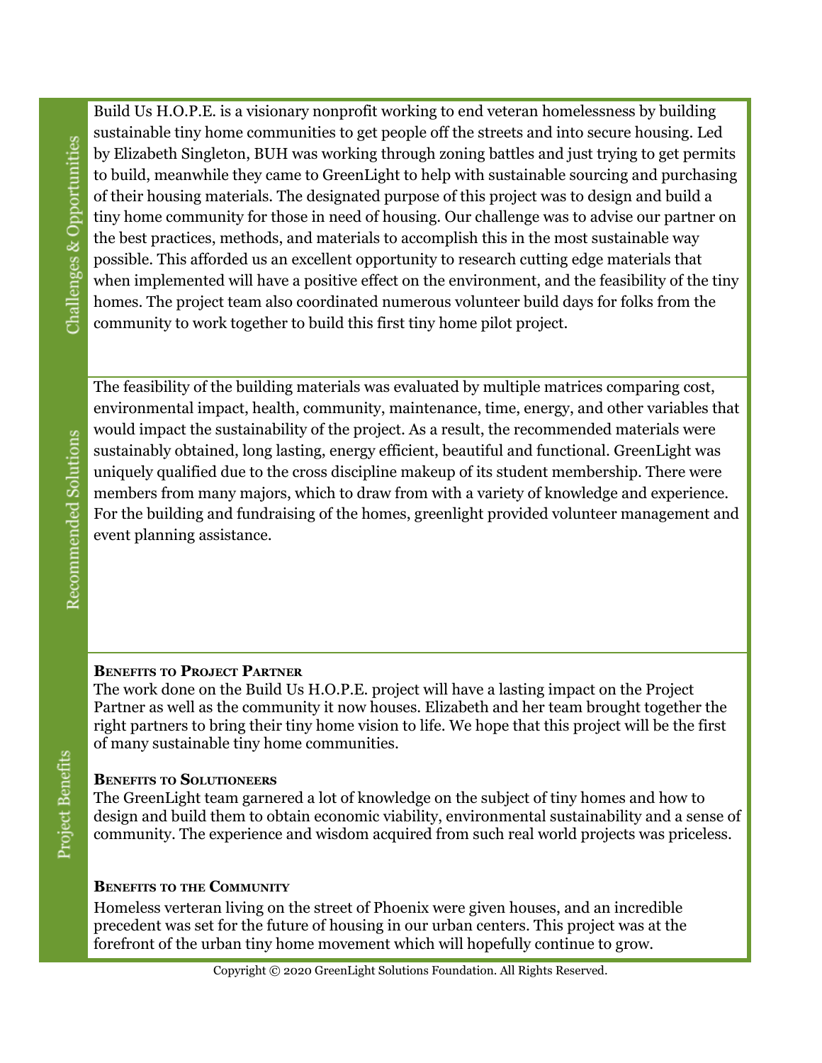## Challenges & Opportunities

Build Us H.O.P.E. is a visionary nonprofit working to end veteran homelessness by building sustainable tiny home communities to get people off the streets and into secure housing. Led by Elizabeth Singleton, BUH was working through zoning battles and just trying to get permits to build, meanwhile they came to GreenLight to help with sustainable sourcing and purchasing of their housing materials. The designated purpose of this project was to design and build a tiny home community for those in need of housing. Our challenge was to advise our partner on the best practices, methods, and materials to accomplish this in the most sustainable way possible. This afforded us an excellent opportunity to research cutting edge materials that when implemented will have a positive effect on the environment, and the feasibility of the tiny homes. The project team also coordinated numerous volunteer build days for folks from the community to work together to build this first tiny home pilot project.

## Recommended Solutions

The feasibility of the building materials was evaluated by multiple matrices comparing cost, environmental impact, health, community, maintenance, time, energy, and other variables that would impact the sustainability of the project. As a result, the recommended materials were sustainably obtained, long lasting, energy efficient, beautiful and functional. GreenLight was uniquely qualified due to the cross discipline makeup of its student membership. There were members from many majors, which to draw from with a variety of knowledge and experience. For the building and fundraising of the homes, greenlight provided volunteer management and event planning assistance.

## Project Benefits

### Benefits to Project Partner

The work done on the Build Us H.O.P.E. project will have a lasting impact on the Project Partner as well as the community it now houses. Elizabeth and her team brought together the right partners to bring their tiny home vision to life. We hope that this project will be the first of many sustainable tiny home communities.

### Benefits to Solutioneers

The GreenLight team garnered a lot of knowledge on the subject of tiny homes and how to design and build them to obtain economic viability, environmental sustainability and a sense of community. The experience and wisdom acquired from such real world projects was priceless.

### Benefits to the Community

Homeless verteran living on the street of Phoenix were given houses, and an incredible precedent was set for the future of housing in our urban centers. This project was at the forefront of the urban tiny home movement which will hopefully continue to grow.

Copyright © 2020 GreenLight Solutions Foundation. All Rights Reserved.